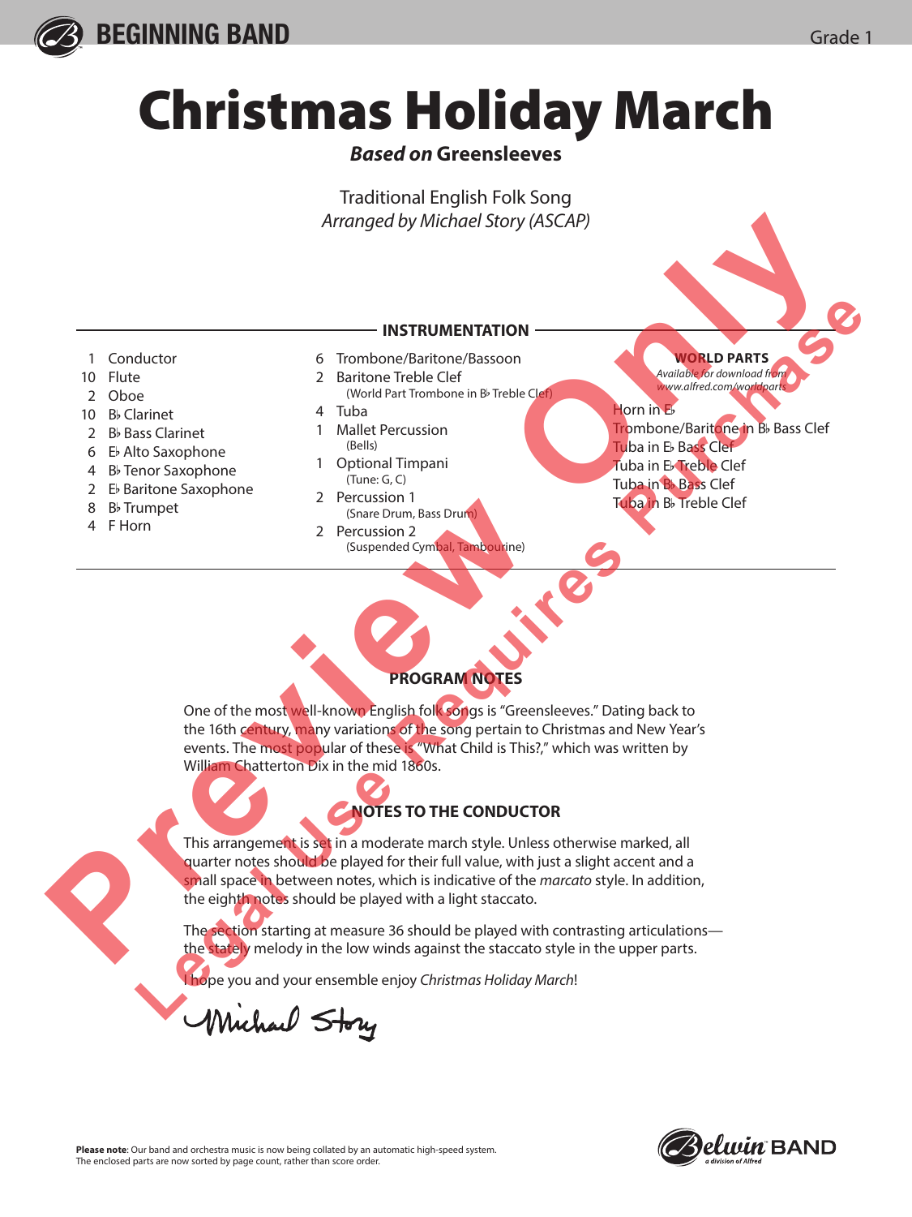BEGINNING BAND

Grade 1

# Christmas Holiday March

***Based on* Greensleeves**

Traditional English Folk Song
*Arranged by Michael Story (ASCAP)*

## INSTRUMENTATION

- 1 Conductor
- 10 Flute
- 2 Oboe
- 10 B♭ Clarinet
- 2 B♭ Bass Clarinet
- 6 E♭ Alto Saxophone
- 4 B♭ Tenor Saxophone
- 2 E♭ Baritone Saxophone
- 8 B♭ Trumpet
- 4 F Horn
- 6 Trombone/Baritone/Bassoon
- 2 Baritone Treble Clef (World Part Trombone in B♭ Treble Clef)
- 4 Tuba
- 1 Mallet Percussion (Bells)
- 1 Optional Timpani (Tune: G, C)
- 2 Percussion 1 (Snare Drum, Bass Drum)
- 2 Percussion 2 (Suspended Cymbal, Tambourine)

**WORLD PARTS**
*Available for download from www.alfred.com/worldparts*

- Horn in E♭
- Trombone/Baritone in B♭ Bass Clef
- Tuba in E♭ Bass Clef
- Tuba in E♭ Treble Clef
- Tuba in B♭ Bass Clef
- Tuba in B♭ Treble Clef

## PROGRAM NOTES

One of the most well-known English folk songs is "Greensleeves." Dating back to the 16th century, many variations of the song pertain to Christmas and New Year's events. The most popular of these is "What Child is This?," which was written by William Chatterton Dix in the mid 1860s.

## NOTES TO THE CONDUCTOR

This arrangement is set in a moderate march style. Unless otherwise marked, all quarter notes should be played for their full value, with just a slight accent and a small space in between notes, which is indicative of the *marcato* style. In addition, the eighth notes should be played with a light staccato.

The section starting at measure 36 should be played with contrasting articulations—the stately melody in the low winds against the staccato style in the upper parts.

I hope you and your ensemble enjoy *Christmas Holiday March*!

Michael Story

**Please note**: Our band and orchestra music is now being collated by an automatic high-speed system. The enclosed parts are now sorted by page count, rather than score order.

Belwin BAND
a division of Alfred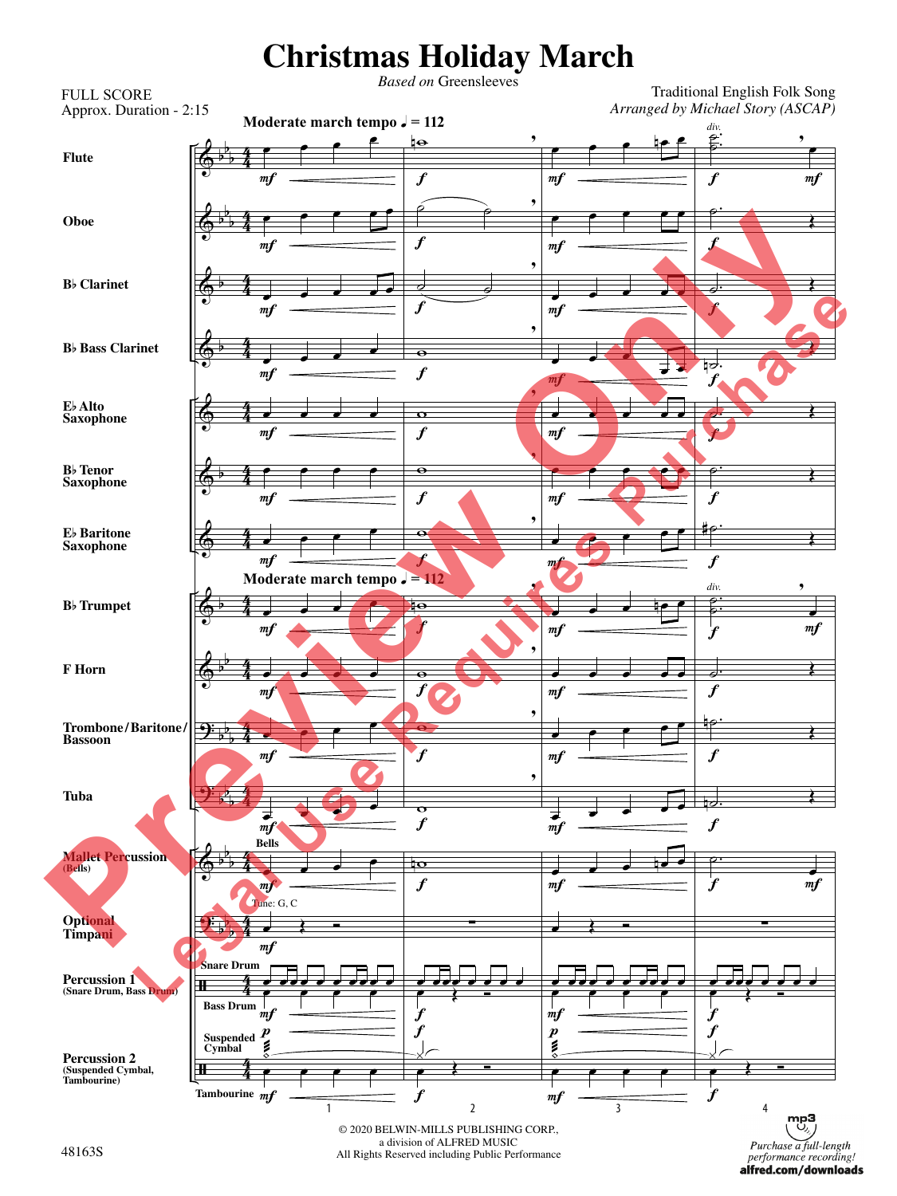# Christmas Holiday March

*Based on* Greensleeves

FULL SCORE
Approx. Duration - 2:15

Traditional English Folk Song
*Arranged by Michael Story (ASCAP)*

**Moderate march tempo ♩ = 112**

Flute
Oboe
B♭ Clarinet
B♭ Bass Clarinet
E♭ Alto Saxophone
B♭ Tenor Saxophone
E♭ Baritone Saxophone
B♭ Trumpet
F Horn
Trombone/Baritone/Bassoon
Tuba
Mallet Percussion (Bells)
Optional Timpani
Percussion 1 (Snare Drum, Bass Drum)
Percussion 2 (Suspended Cymbal, Tambourine)

© 2020 BELWIN-MILLS PUBLISHING CORP.,
a division of ALFRED MUSIC
All Rights Reserved including Public Performance

48163S

*Purchase a full-length performance recording!*
**alfred.com/downloads**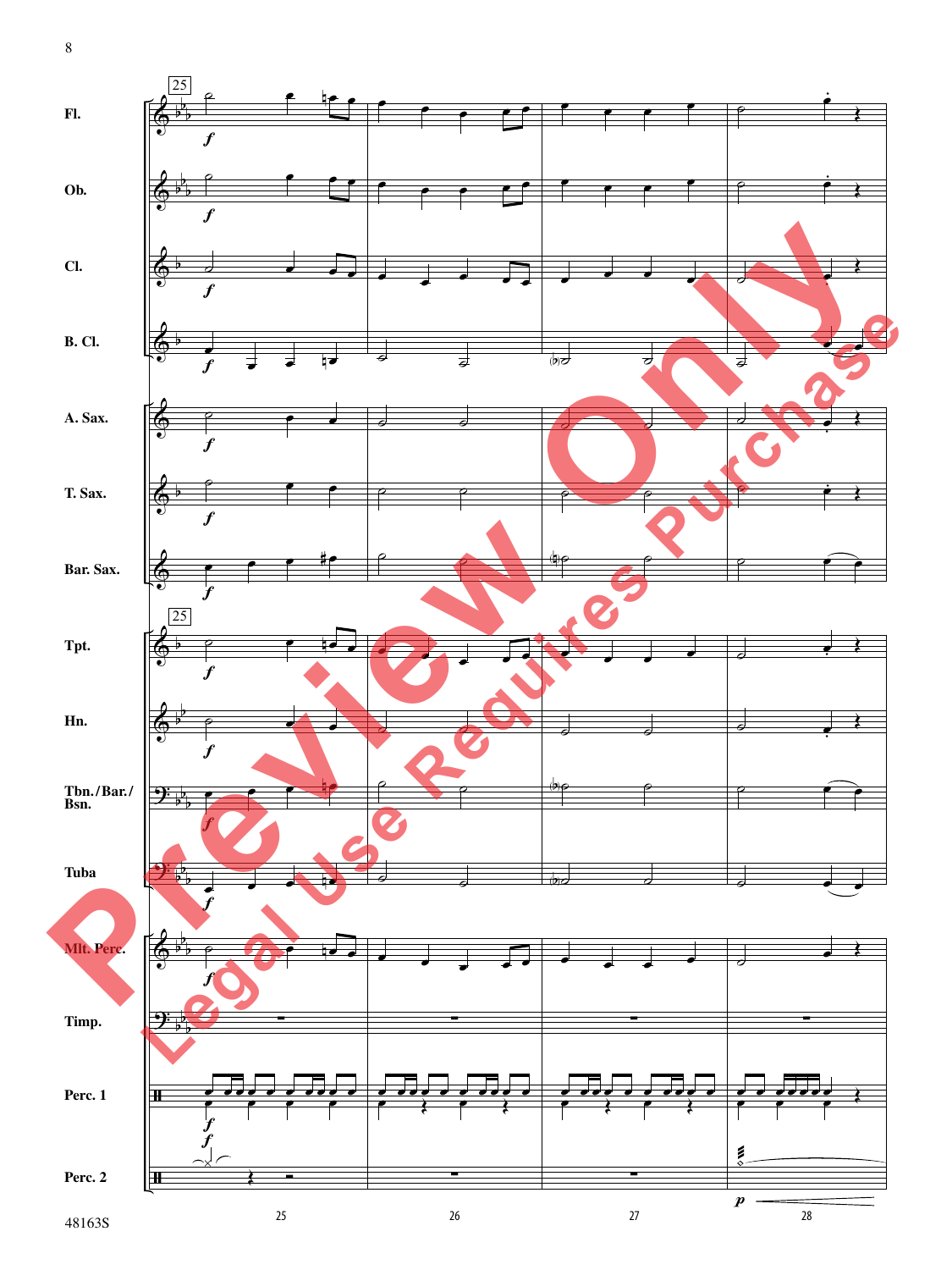25

Fl.

Ob.

Cl.

B. Cl.

A. Sax.

T. Sax.

Bar. Sax.

Tpt.

Hn.

Tbn./Bar./Bsn.

Tuba

Mlt. Perc.

Timp.

Perc. 1

Perc. 2

Preview Only

Legal Use Requires Purchase

48163S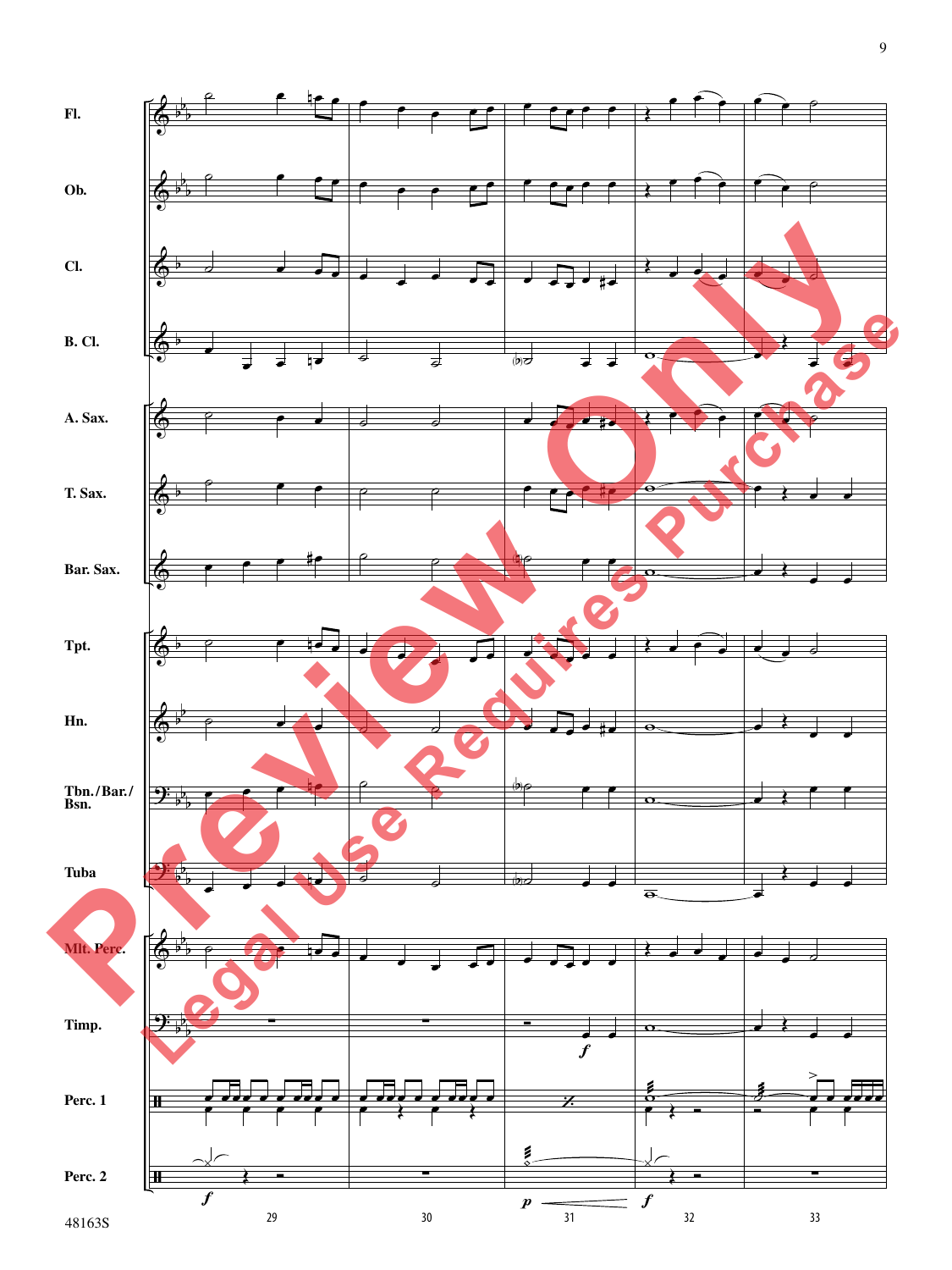Fl.

Ob.

Cl.

B. Cl.

A. Sax.

T. Sax.

Bar. Sax.

Tpt.

Hn.

Tbn./Bar./Bsn.

Tuba

Mlt. Perc.

Timp.

Perc. 1

Perc. 2

Preview Only

Legal Use Requires Purchase

48163S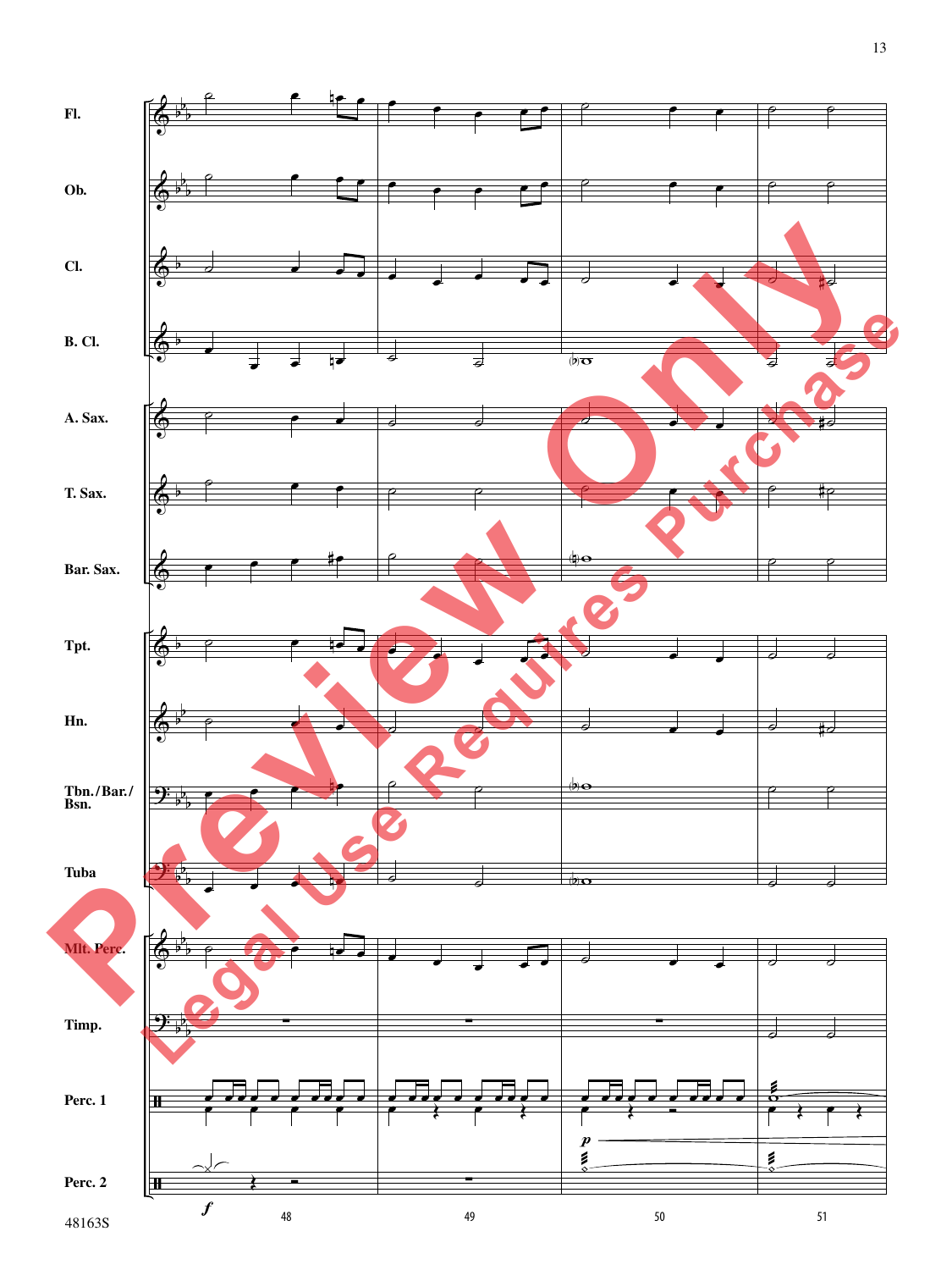Fl.

Ob.

Cl.

B. Cl.

A. Sax.

T. Sax.

Bar. Sax.

Tpt.

Hn.

Tbn./Bar./Bsn.

Tuba

Mlt. Perc.

Timp.

Perc. 1

Perc. 2

*f*

*p*

48 49 50 51

48163S

Preview Only

Legal Use Requires Purchase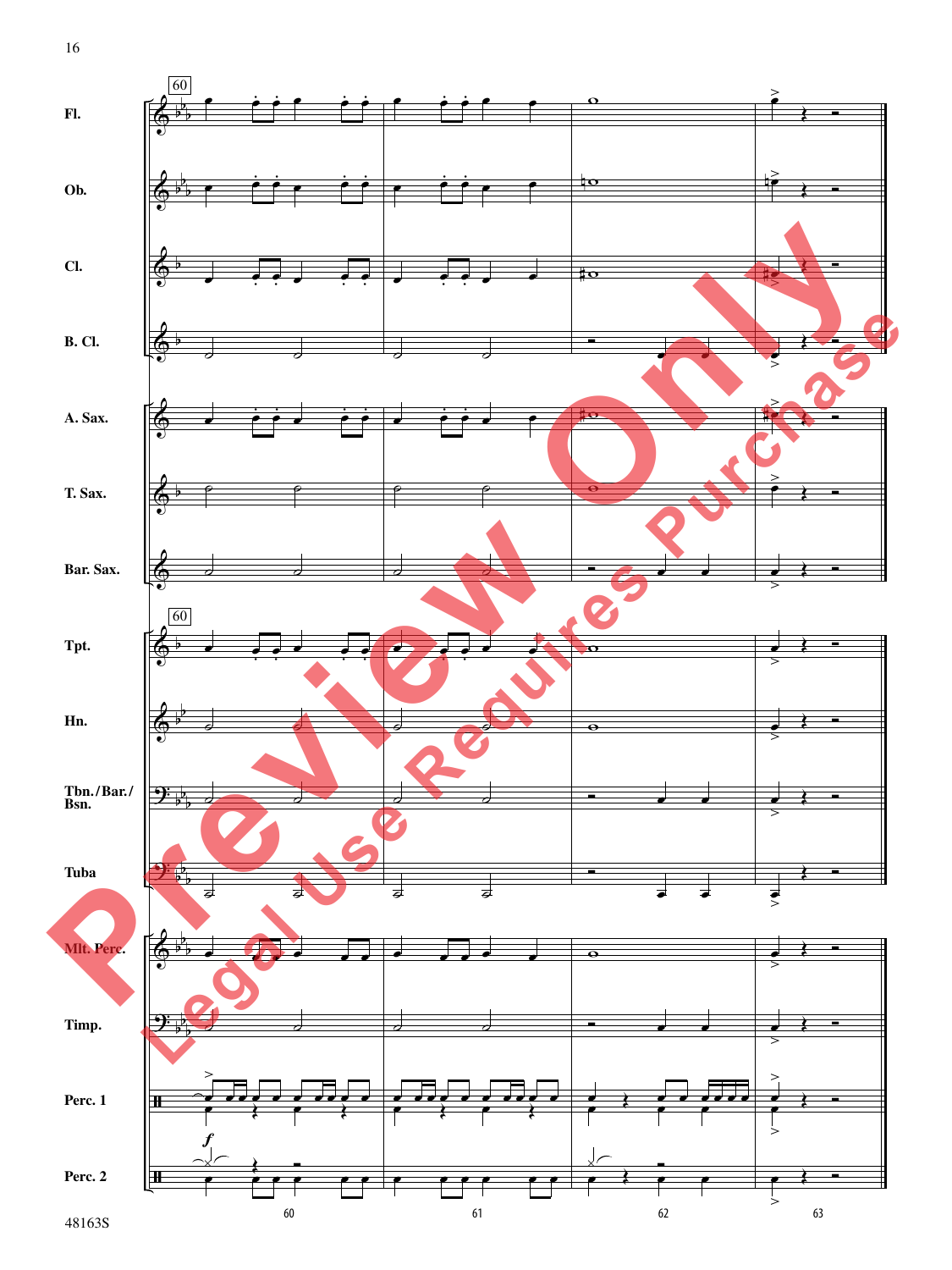Fl.

Ob.

Cl.

B. Cl.

A. Sax.

T. Sax.

Bar. Sax.

Tpt.

Hn.

Tbn./Bar./Bsn.

Tuba

Mlt. Perc.

Timp.

Perc. 1

Perc. 2

Preview Only

Legal Use Requires Purchase

48163S